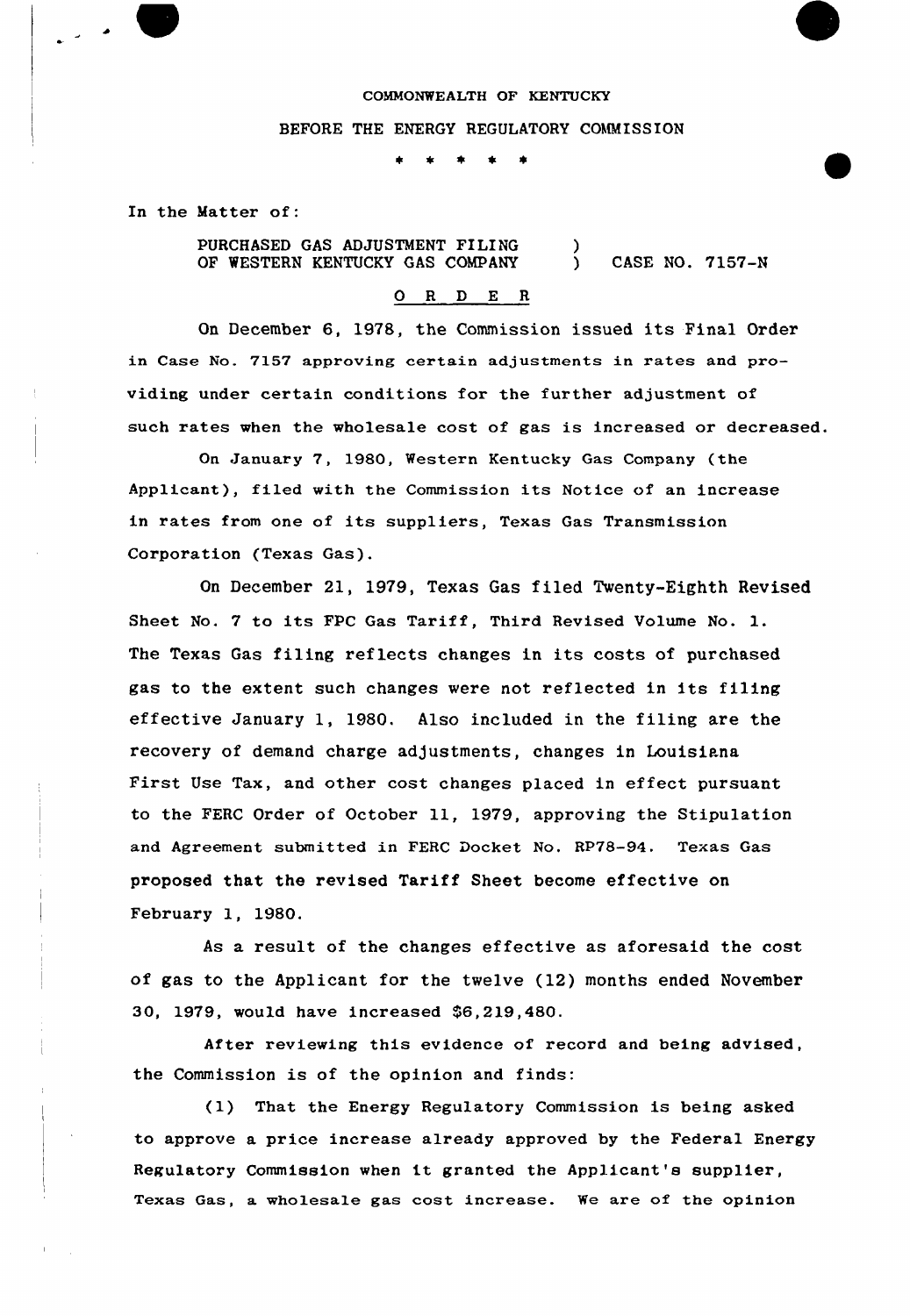COMMONWEALTH OF KENTUCKY

BEFORE THE ENERGY REGULATORY COMMISSION

\* \* \* \* \*

In the Matter of:

PURCHASED GAS ADJUSTMENT FILING OF WESTERN KENTUCKY GAS COMPANY ) CASE NO. 7157-N

O R D E R

On December 6, 1978, the Commission issued its Final Order in Case No. 7157 approving certain adjustments in rates and providing under certain conditions for the further adjustment of such rates when the wholesale cost of gas is increased or decreased.

On January 7, 1980, Western Kentucky Gas Company (the Applicant), filed with the Commission its Notice of an increase in rates from one of its suppliers, Texas Gas Transmission Corporation (Texas Gas).

On December 21, 1979, Texas Gas filed Twenty-Eighth Revised Sheet No. 7 to its FPC Gas Tariff, Third Revised Volume No. 1. The Texas Gas filing reflects changes in its costs of purchased gas to the extent such changes were not reflected in its filing effective January 1, 1980. Also included in the filing are the recovery of demand charge adjustments, changes in Louisiana First Use Tax, and other cost changes placed in effect pursuant to the FERC Order of October 11, 1979, approving the Stipulation and Agreement submitted in FERC Docket No. RP78-94. Texas Gas proposed that the revised Tariff Sheet become effective on February 1, 1980.

As a result of the changes effective as aforesaid the cost of gas to the Applicant for the twelve (12) months ended November 30, 1979, would have increased $6,219,480.

After reviewing this evidence of record and being advised, the Commission is of the opinion and finds:

(1) That the Energy Regulatory Commission is being asked to approve a price increase already approved by the Federal Energy Regulatory Commission when it granted the Applicant's supplier, Texas Gas, a wholesale gas cost increase. We are of the opinion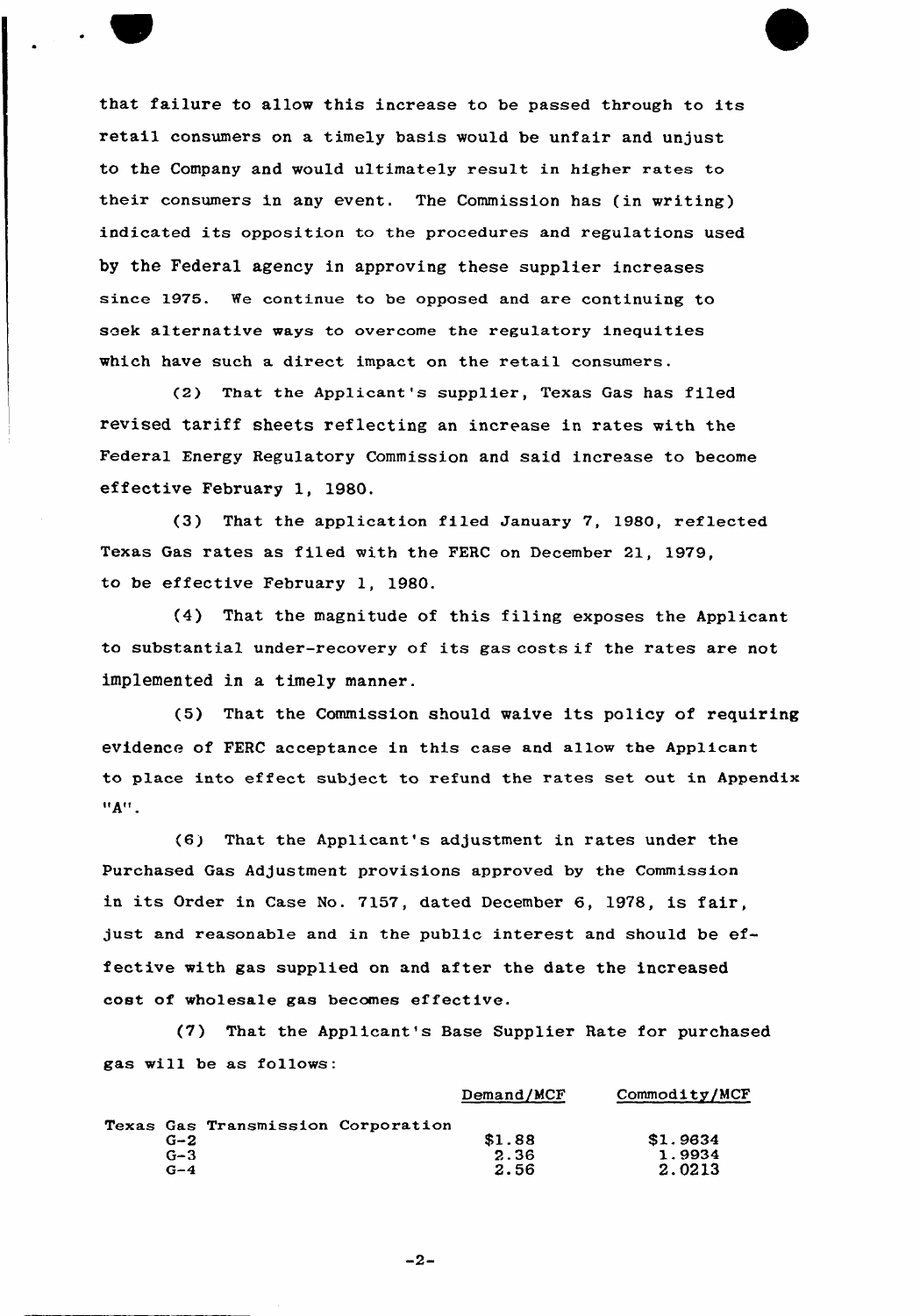that failure to allow this increase to be passed through to its retail consumers on a timely basis would be unfair and unjust to the Company and would ultimately result in higher rates to their consumers in any event. The Commission has (in writing) indicated its opposition to the procedures and regulations used by the Federal agency in approving these supplier increases since 1975. We continue to be opposed and are continuing to seek alternative ways to overcome the regulatory inequities which have such a direct impact on the retail consumers.

(2) That the Applicant's supplier, Texas Gas has filed revised tariff sheets reflecting an increase in rates with the Federal Energy Regulatory Commission and said increase to become effective February 1, 1980.

(3) That the application filed January 7, 1980, reflected Texas Gas rates as filed with the FERC on December 21, 1979, to be effective February 1, 1980.

(4) That the magnitude of this filing exposes the Applicant to substantial under-recovery of its gas costs if the rates are not implemented in a timely manner.

(5) That the Commission should waive its policy of requiring evidence of FERC acceptance in this case and allow the Applicant to place into effect subject to refund the rates set out in Appendix "A".

(6) That the Applicant's adjustment in rates under the Purchased Gas Adjustment provisions approved by the Commission in its Order in Case No. 7157, dated December 6, 1978, is fair, just and reasonable and in the public interest and should be effective with gas supplied on and after the date the increased cost of wholesale gas becomes effective.

(7) That the Applicant's Base Supplier Rate for purchased gas will be as follows:

| | Demand/MCF | Commodity/MCF |
|---|---|---|
| Texas Gas Transmission Corporation | | |
| G-2 | $1.88 | $1.9634 |
| G-3 | 2.36 | 1.9934 |
| G-4 | 2.56 | 2.0213 |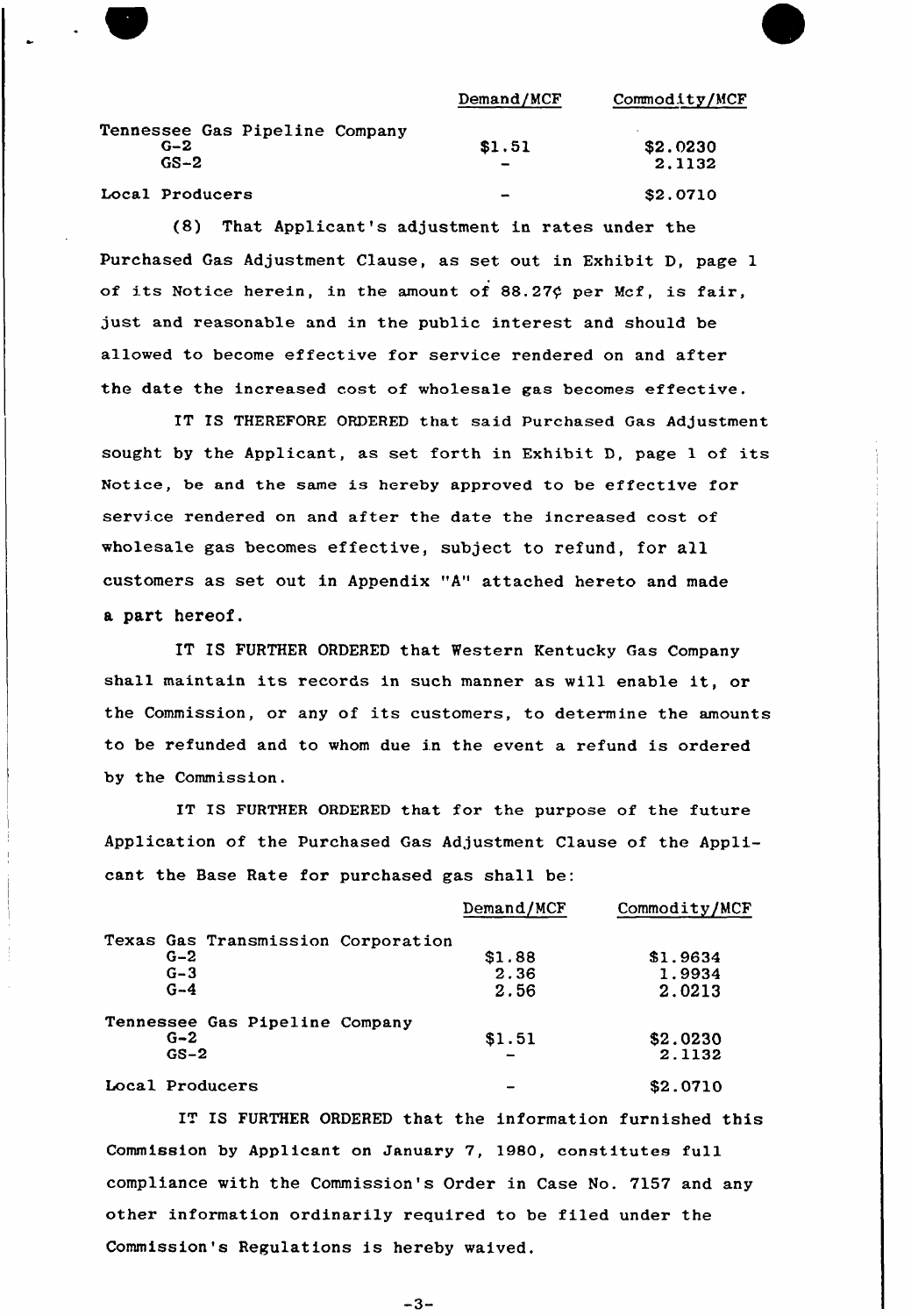| | Demand/MCF | Commodity/MCF |
|---|---|---|
| Tennessee Gas Pipeline Company | | |
| G-2 | $1.51 | $2.0230 |
| GS-2 | - | 2.1132 |
| Local Producers | - | $2.0710 |

(8) That Applicant's adjustment in rates under the Purchased Gas Adjustment Clause, as set out in Exhibit D, page 1 of its Notice herein, in the amount of 88.27¢ per Mcf, is fair, just and reasonable and in the public interest and should be allowed to become effective for service rendered on and after the date the increased cost of wholesale gas becomes effective.

IT IS THEREFORE ORDERED that said Purchased Gas Adjustment sought by the Applicant, as set forth in Exhibit D, page 1 of its Notice, be and the same is hereby approved to be effective for service rendered on and after the date the increased cost of wholesale gas becomes effective, subject to refund, for all customers as set out in Appendix "A" attached hereto and made a part hereof.

IT IS FURTHER ORDERED that Western Kentucky Gas Company shall maintain its records in such manner as will enable it, or the Commission, or any of its customers, to determine the amounts to be refunded and to whom due in the event a refund is ordered by the Commission.

IT IS FURTHER ORDERED that for the purpose of the future Application of the Purchased Gas Adjustment Clause of the Applicant the Base Rate for purchased gas shall be:

| | Demand/MCF | Commodity/MCF |
|---|---|---|
| Texas Gas Transmission Corporation | | |
| G-2 | $1.88 | $1.9634 |
| G-3 | 2.36 | 1.9934 |
| G-4 | 2.56 | 2.0213 |
| Tennessee Gas Pipeline Company | | |
| G-2 | $1.51 | $2.0230 |
| GS-2 | - | 2.1132 |
| Local Producers | - | $2.0710 |

IT IS FURTHER ORDERED that the information furnished this Commission by Applicant on January 7, 1980, constitutes full compliance with the Commission's Order in Case No. 7157 and any other information ordinarily required to be filed under the Commission's Regulations is hereby waived.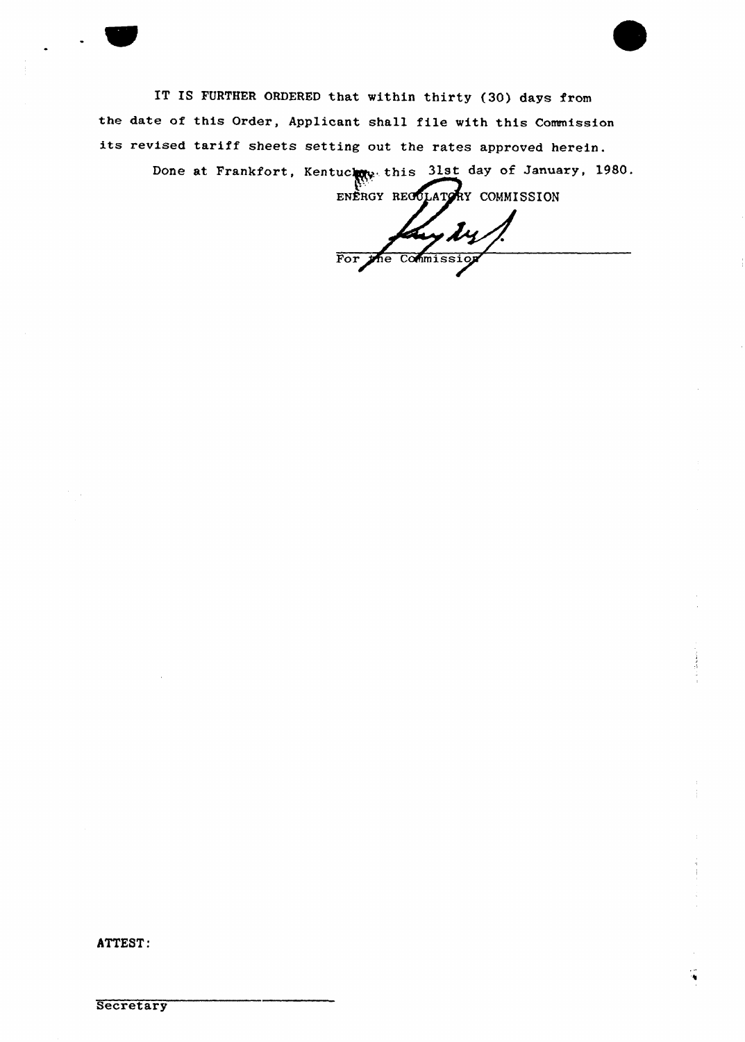IT IS FURTHER ORDERED that within thirty (30) days from the date of this Order, Applicant shall file with this Commission its revised tariff sheets setting out the rates approved herein.

Done at Frankfort, Kentucky, this 31st day of January, 1980.

ENERGY REGULATORY COMMISSION

For the Commission

ATTEST:

Secretary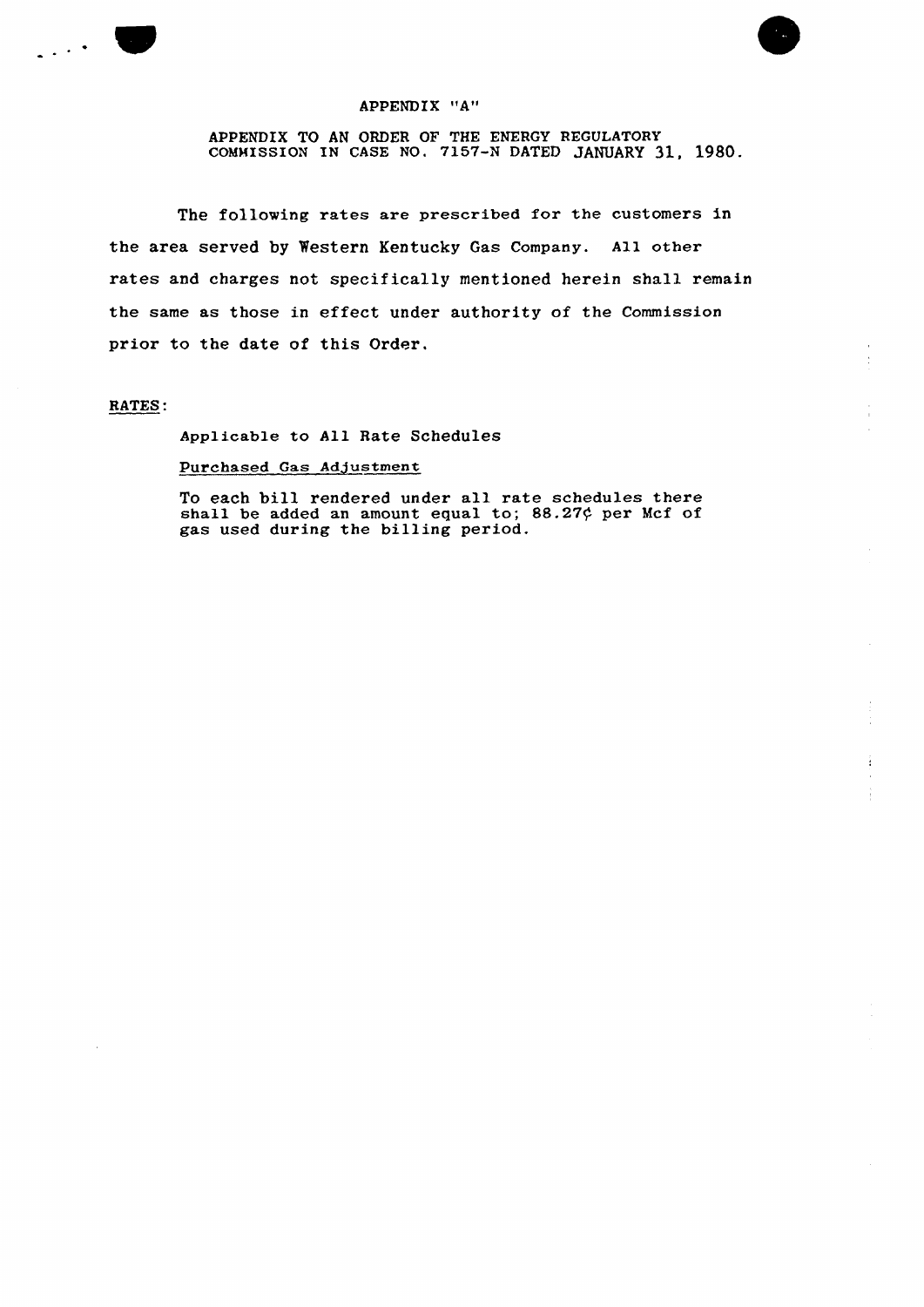APPENDIX "A"

APPENDIX TO AN ORDER OF THE ENERGY REGULATORY COMMISSION IN CASE NO. 7157-N DATED JANUARY 31, 1980.

The following rates are prescribed for the customers in the area served by Western Kentucky Gas Company. All other rates and charges not specifically mentioned herein shall remain the same as those in effect under authority of the Commission prior to the date of this Order.

RATES:

Applicable to All Rate Schedules

Purchased Gas Adjustment

To each bill rendered under all rate schedules there shall be added an amount equal to; 88.27¢ per Mcf of gas used during the billing period.